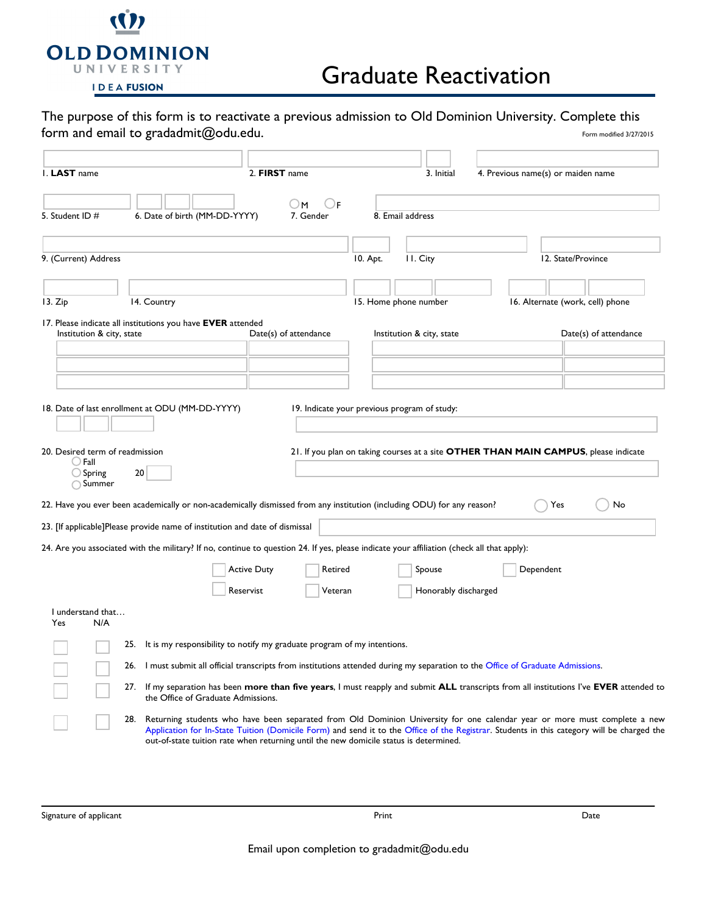OLD DOMINION UNIVERSITY
IDEA FUSION

# Graduate Reactivation

The purpose of this form is to reactivate a previous admission to Old Dominion University. Complete this form and email to gradadmit@odu.edu.

Form modified 3/27/2015

1. **LAST** name
2. **FIRST** name
3. Initial
4. Previous name(s) or maiden name

5. Student ID #
6. Date of birth (MM-DD-YYYY)
7. Gender ○ M ○ F
8. Email address

9. (Current) Address
10. Apt.
11. City
12. State/Province

13. Zip
14. Country
15. Home phone number
16. Alternate (work, cell) phone

17. Please indicate all institutions you have **EVER** attended

| Institution & city, state | Date(s) of attendance | Institution & city, state | Date(s) of attendance |
|---|---|---|---|
| | | | |
| | | | |
| | | | |

18. Date of last enrollment at ODU (MM-DD-YYYY)

19. Indicate your previous program of study:

20. Desired term of readmission
○ Fall
○ Spring 20
○ Summer

21. If you plan on taking courses at a site **OTHER THAN MAIN CAMPUS**, please indicate

22. Have you ever been academically or non-academically dismissed from any institution (including ODU) for any reason? ○ Yes ○ No

23. [If applicable]Please provide name of institution and date of dismissal

24. Are you associated with the military? If no, continue to question 24. If yes, please indicate your affiliation (check all that apply):

☐ Active Duty ☐ Retired ☐ Spouse ☐ Dependent
☐ Reservist ☐ Veteran ☐ Honorably discharged

I understand that…

| Yes | N/A | | |
|---|---|---|---|
| ☐ | ☐ | 25. | It is my responsibility to notify my graduate program of my intentions. |
| ☐ | ☐ | 26. | I must submit all official transcripts from institutions attended during my separation to the Office of Graduate Admissions. |
| ☐ | ☐ | 27. | If my separation has been **more than five years**, I must reapply and submit **ALL** transcripts from all institutions I've **EVER** attended to the Office of Graduate Admissions. |
| ☐ | ☐ | 28. | Returning students who have been separated from Old Dominion University for one calendar year or more must complete a new Application for In-State Tuition (Domicile Form) and send it to the Office of the Registrar. Students in this category will be charged the out-of-state tuition rate when returning until the new domicile status is determined. |

Signature of applicant Print Date

Email upon completion to gradadmit@odu.edu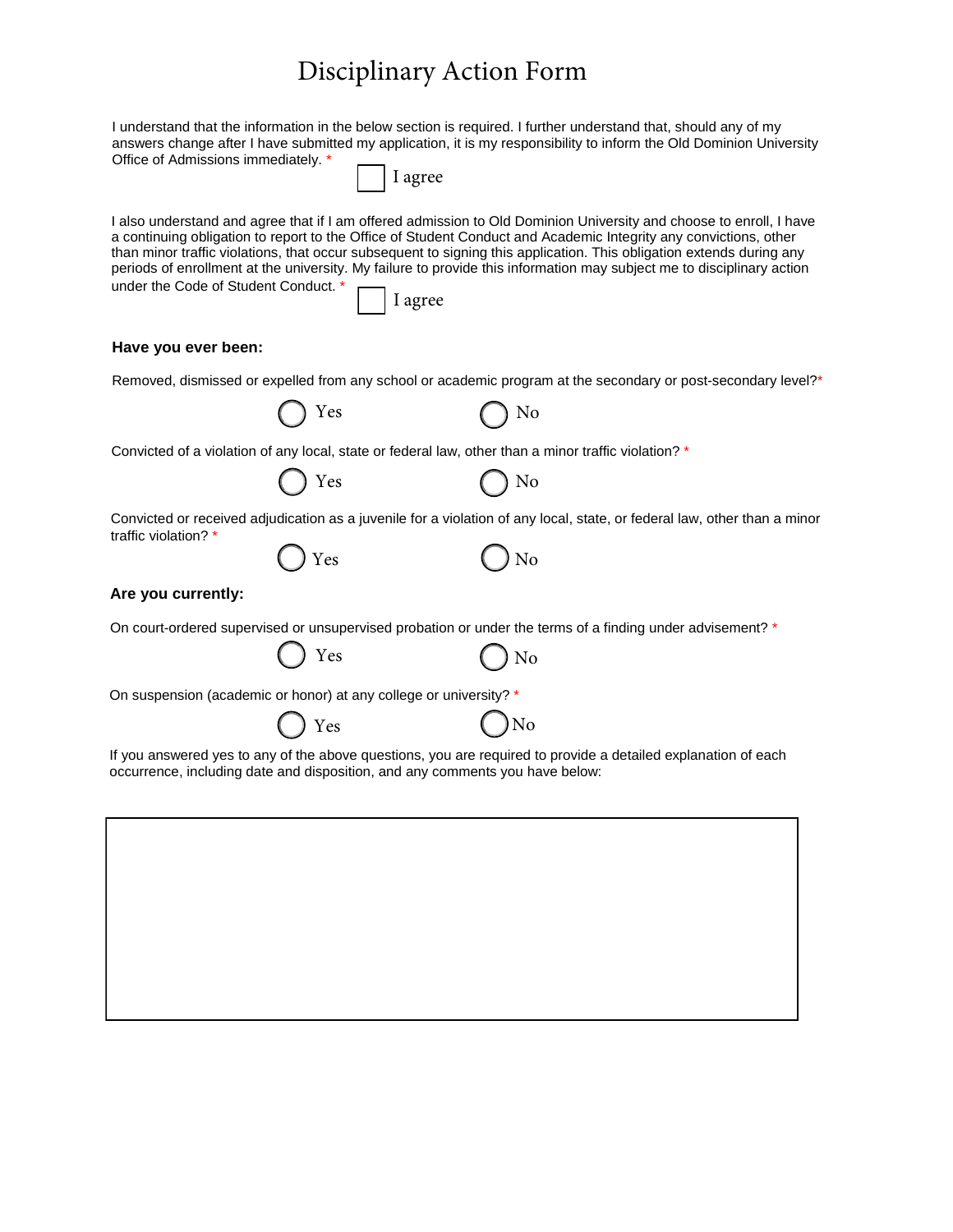# Disciplinary Action Form

I understand that the information in the below section is required. I further understand that, should any of my answers change after I have submitted my application, it is my responsibility to inform the Old Dominion University Office of Admissions immediately. *

☐ I agree

I also understand and agree that if I am offered admission to Old Dominion University and choose to enroll, I have a continuing obligation to report to the Office of Student Conduct and Academic Integrity any convictions, other than minor traffic violations, that occur subsequent to signing this application. This obligation extends during any periods of enrollment at the university. My failure to provide this information may subject me to disciplinary action under the Code of Student Conduct. *

☐ I agree

**Have you ever been:**

Removed, dismissed or expelled from any school or academic program at the secondary or post-secondary level?*

○ Yes ○ No

Convicted of a violation of any local, state or federal law, other than a minor traffic violation? *

○ Yes ○ No

Convicted or received adjudication as a juvenile for a violation of any local, state, or federal law, other than a minor traffic violation? *

○ Yes ○ No

**Are you currently:**

On court-ordered supervised or unsupervised probation or under the terms of a finding under advisement? *

○ Yes ○ No

On suspension (academic or honor) at any college or university? *

○ Yes ○ No

If you answered yes to any of the above questions, you are required to provide a detailed explanation of each occurrence, including date and disposition, and any comments you have below: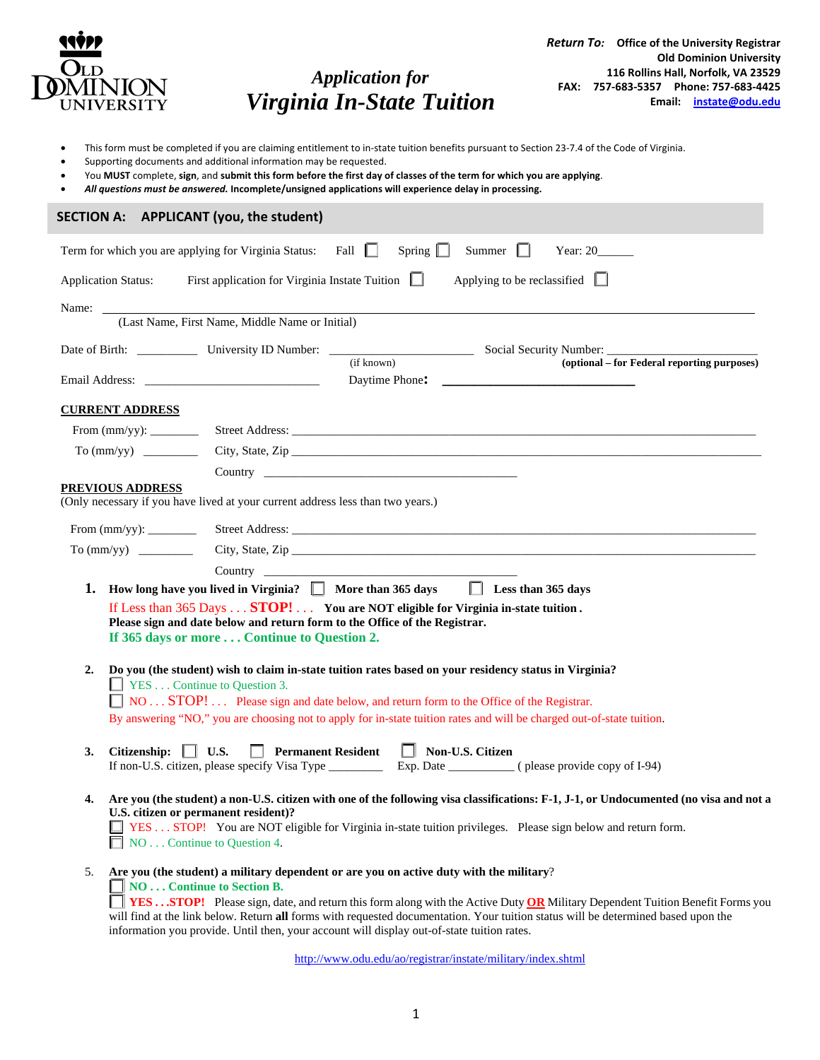**Return To:** Office of the University Registrar
Old Dominion University
116 Rollins Hall, Norfolk, VA 23529
FAX: 757-683-5357 Phone: 757-683-4425
Email: instate@odu.edu

# *Application for Virginia In-State Tuition*

- This form must be completed if you are claiming entitlement to in-state tuition benefits pursuant to Section 23-7.4 of the Code of Virginia.
- Supporting documents and additional information may be requested.
- You **MUST** complete, **sign**, and **submit this form before the first day of classes of the term for which you are applying**.
- ***All questions must be answered.*** **Incomplete/unsigned applications will experience delay in processing.**

## SECTION A: APPLICANT (you, the student)

Term for which you are applying for Virginia Status: Fall ☐ Spring ☐ Summer ☐ Year: 20______

Application Status: First application for Virginia Instate Tuition ☐ Applying to be reclassified ☐

Name: ______________________________________________
(Last Name, First Name, Middle Name or Initial)

Date of Birth: __________ University ID Number: ______________________ (if known) Social Security Number: ______________________ **(optional – for Federal reporting purposes)**

Email Address: ____________________________ Daytime Phone: ______________________________

**CURRENT ADDRESS**

From (mm/yy): ________ Street Address: ______________________________________________

To (mm/yy) ________ City, State, Zip ______________________________________________

Country ______________________________________

**PREVIOUS ADDRESS**
(Only necessary if you have lived at your current address less than two years.)

From (mm/yy): ________ Street Address: ______________________________________________

To (mm/yy) ________ City, State, Zip ______________________________________________

Country ______________________________________

1. **How long have you lived in Virginia?** ☐ **More than 365 days** ☐ **Less than 365 days**
   If Less than 365 Days . . . **STOP!** . . . **You are NOT eligible for Virginia in-state tuition .**
   **Please sign and date below and return form to the Office of the Registrar.**
   **If 365 days or more . . . Continue to Question 2.**

2. **Do you (the student) wish to claim in-state tuition rates based on your residency status in Virginia?**
   ☐ YES . . . Continue to Question 3.
   ☐ NO . . . STOP! . . . Please sign and date below, and return form to the Office of the Registrar.
   By answering "NO," you are choosing not to apply for in-state tuition rates and will be charged out-of-state tuition.

3. **Citizenship:** ☐ **U.S.** ☐ **Permanent Resident** ☐ **Non-U.S. Citizen**
   If non-U.S. citizen, please specify Visa Type ________ Exp. Date __________ ( please provide copy of I-94)

4. **Are you (the student) a non-U.S. citizen with one of the following visa classifications: F-1, J-1, or Undocumented (no visa and not a U.S. citizen or permanent resident)?**
   ☐ YES . . . STOP! You are NOT eligible for Virginia in-state tuition privileges. Please sign below and return form.
   ☐ NO . . . Continue to Question 4.

5. **Are you (the student) a military dependent or are you on active duty with the military**?
   ☐ **NO . . . Continue to Section B.**
   ☐ **YES . . .STOP!** Please sign, date, and return this form along with the Active Duty **OR** Military Dependent Tuition Benefit Forms you will find at the link below. Return **all** forms with requested documentation. Your tuition status will be determined based upon the information you provide. Until then, your account will display out-of-state tuition rates.

http://www.odu.edu/ao/registrar/instate/military/index.shtml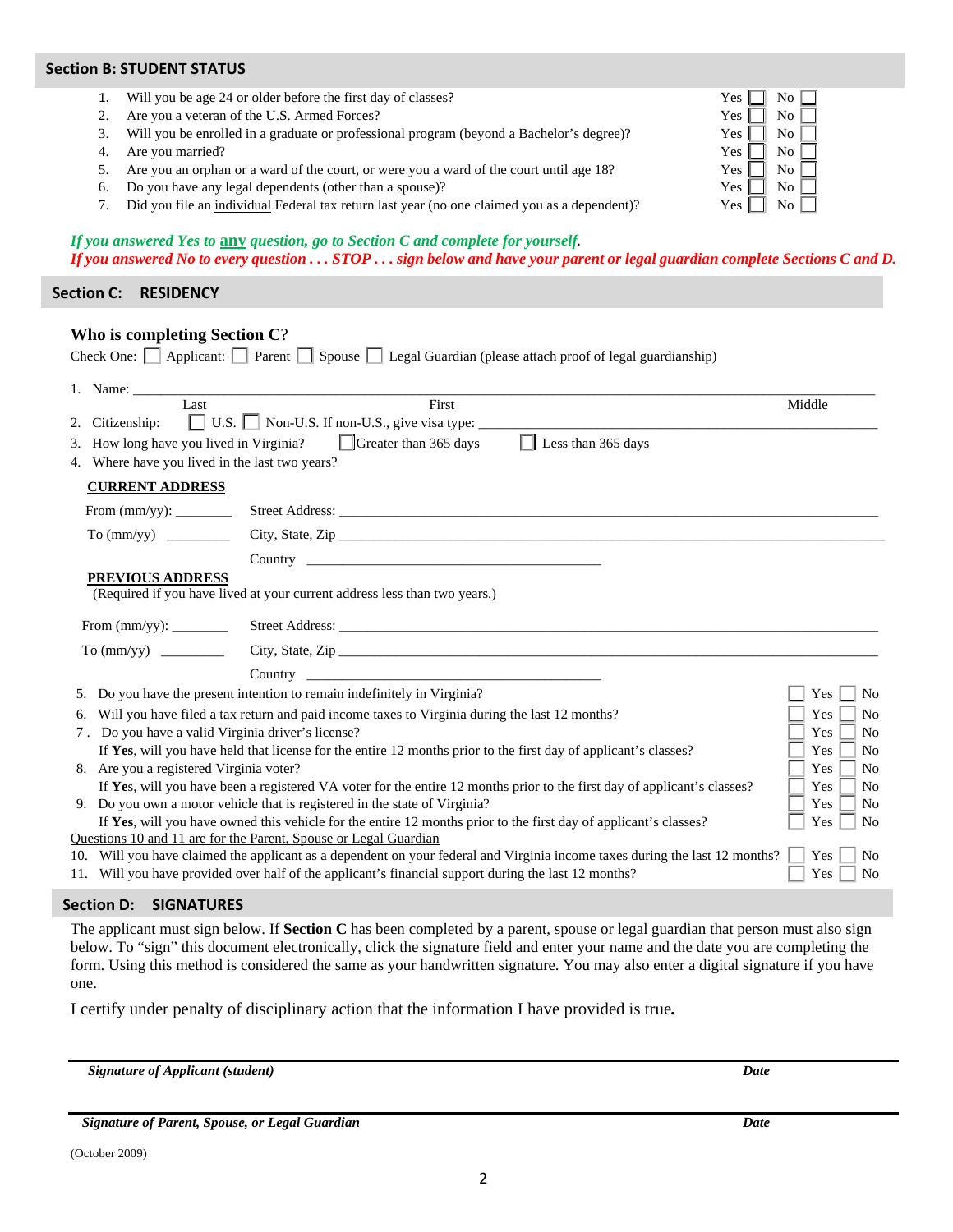## Section B: STUDENT STATUS

1. Will you be age 24 or older before the first day of classes? Yes ☐ No ☐
2. Are you a veteran of the U.S. Armed Forces? Yes ☐ No ☐
3. Will you be enrolled in a graduate or professional program (beyond a Bachelor's degree)? Yes ☐ No ☐
4. Are you married? Yes ☐ No ☐
5. Are you an orphan or a ward of the court, or were you a ward of the court until age 18? Yes ☐ No ☐
6. Do you have any legal dependents (other than a spouse)? Yes ☐ No ☐
7. Did you file an individual Federal tax return last year (no one claimed you as a dependent)? Yes ☐ No ☐

*If you answered Yes to **any** question, go to Section C and complete for yourself.*
*If you answered No to every question . . . STOP . . . sign below and have your parent or legal guardian complete Sections C and D.*

## Section C: RESIDENCY

**Who is completing Section C?**

Check One: ☐ Applicant: ☐ Parent ☐ Spouse ☐ Legal Guardian (please attach proof of legal guardianship)

1. Name: ______________________________________________
   Last First Middle
2. Citizenship: ☐ U.S. ☐ Non-U.S. If non-U.S., give visa type: ______________________
3. How long have you lived in Virginia? ☐ Greater than 365 days ☐ Less than 365 days
4. Where have you lived in the last two years?

**CURRENT ADDRESS**

From (mm/yy): ________ Street Address: ______________________________

To (mm/yy) ________ City, State, Zip ______________________________

Country ______________________________

**PREVIOUS ADDRESS**
(Required if you have lived at your current address less than two years.)

From (mm/yy): ________ Street Address: ______________________________

To (mm/yy) ________ City, State, Zip ______________________________

Country ______________________________

5. Do you have the present intention to remain indefinitely in Virginia? ☐ Yes ☐ No
6. Will you have filed a tax return and paid income taxes to Virginia during the last 12 months? ☐ Yes ☐ No
7. Do you have a valid Virginia driver's license? ☐ Yes ☐ No
   If **Yes**, will you have held that license for the entire 12 months prior to the first day of applicant's classes? ☐ Yes ☐ No
8. Are you a registered Virginia voter? ☐ Yes ☐ No
   If **Yes**, will you have been a registered VA voter for the entire 12 months prior to the first day of applicant's classes? ☐ Yes ☐ No
9. Do you own a motor vehicle that is registered in the state of Virginia? ☐ Yes ☐ No
   If **Yes**, will you have owned this vehicle for the entire 12 months prior to the first day of applicant's classes? ☐ Yes ☐ No

<u>Questions 10 and 11 are for the Parent, Spouse or Legal Guardian</u>

10. Will you have claimed the applicant as a dependent on your federal and Virginia income taxes during the last 12 months? ☐ Yes ☐ No
11. Will you have provided over half of the applicant's financial support during the last 12 months? ☐ Yes ☐ No

## Section D: SIGNATURES

The applicant must sign below. If **Section C** has been completed by a parent, spouse or legal guardian that person must also sign below. To "sign" this document electronically, click the signature field and enter your name and the date you are completing the form. Using this method is considered the same as your handwritten signature. You may also enter a digital signature if you have one.

I certify under penalty of disciplinary action that the information I have provided is true**.**

______________________________________________

***Signature of Applicant (student)*** ***Date***

______________________________________________

***Signature of Parent, Spouse, or Legal Guardian*** ***Date***

(October 2009)